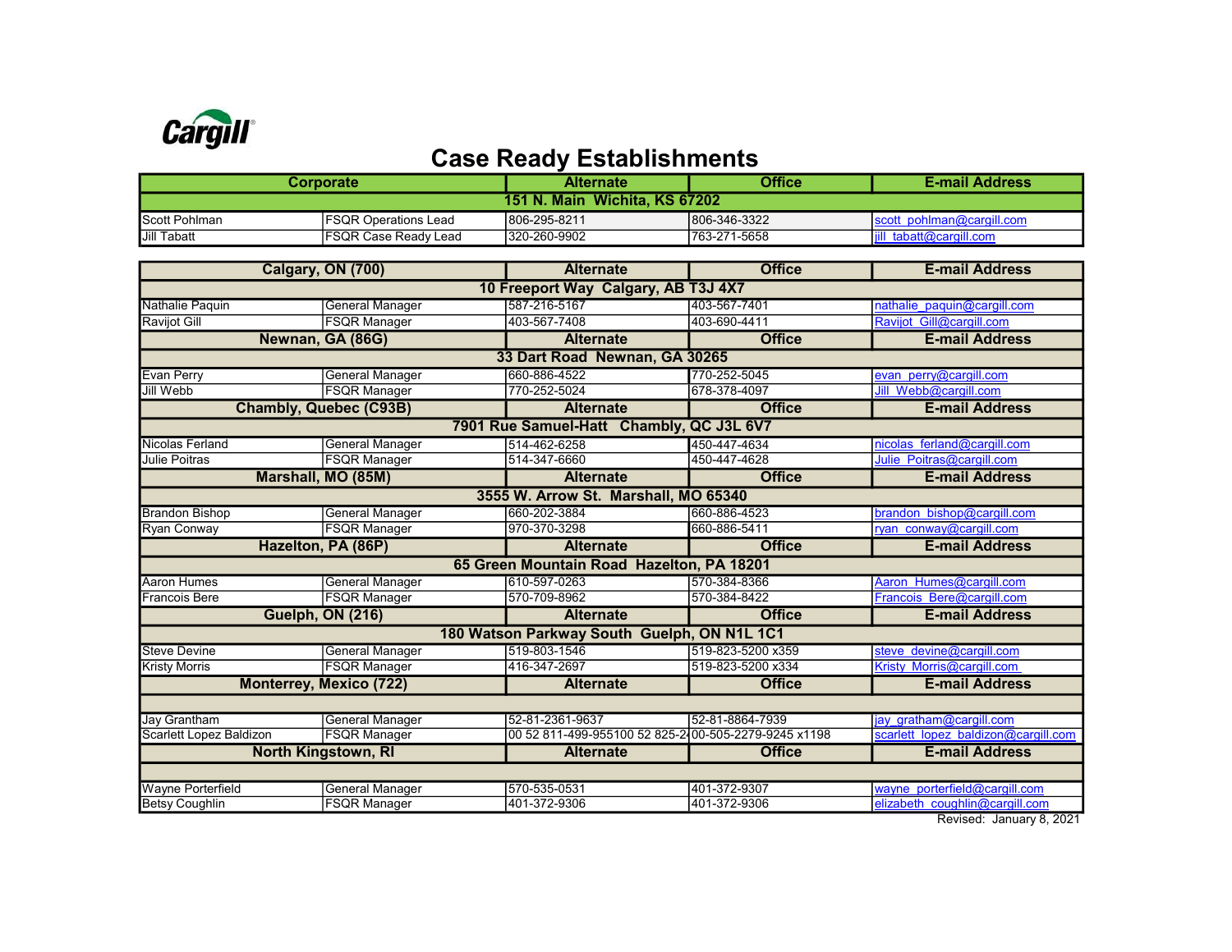Cargill

# Case Ready Establishments

| Corporate | | Alternate | Office | E-mail Address |
|---|---|---|---|---|
| 151 N. Main Wichita, KS 67202 | | | | |
| Scott Pohlman | FSQR Operations Lead | 806-295-8211 | 806-346-3322 | scott_pohlman@cargill.com |
| Jill Tabatt | FSQR Case Ready Lead | 320-260-9902 | 763-271-5658 | jill_tabatt@cargill.com |

| Calgary, ON (700) | | Alternate | Office | E-mail Address |
|---|---|---|---|---|
| 10 Freeport Way Calgary, AB T3J 4X7 | | | | |
| Nathalie Paquin | General Manager | 587-216-5167 | 403-567-7401 | nathalie_paquin@cargill.com |
| Ravijot Gill | FSQR Manager | 403-567-7408 | 403-690-4411 | Ravijot_Gill@cargill.com |
| **Newnan, GA (86G)** | | **Alternate** | **Office** | **E-mail Address** |
| 33 Dart Road Newnan, GA 30265 | | | | |
| Evan Perry | General Manager | 660-886-4522 | 770-252-5045 | evan_perry@cargill.com |
| Jill Webb | FSQR Manager | 770-252-5024 | 678-378-4097 | Jill_Webb@cargill.com |
| **Chambly, Quebec (C93B)** | | **Alternate** | **Office** | **E-mail Address** |
| 7901 Rue Samuel-Hatt Chambly, QC J3L 6V7 | | | | |
| Nicolas Ferland | General Manager | 514-462-6258 | 450-447-4634 | nicolas_ferland@cargill.com |
| Julie Poitras | FSQR Manager | 514-347-6660 | 450-447-4628 | Julie_Poitras@cargill.com |
| **Marshall, MO (85M)** | | **Alternate** | **Office** | **E-mail Address** |
| 3555 W. Arrow St. Marshall, MO 65340 | | | | |
| Brandon Bishop | General Manager | 660-202-3884 | 660-886-4523 | brandon_bishop@cargill.com |
| Ryan Conway | FSQR Manager | 970-370-3298 | 660-886-5411 | ryan_conway@cargill.com |
| **Hazelton, PA (86P)** | | **Alternate** | **Office** | **E-mail Address** |
| 65 Green Mountain Road Hazelton, PA 18201 | | | | |
| Aaron Humes | General Manager | 610-597-0263 | 570-384-8366 | Aaron_Humes@cargill.com |
| Francois Bere | FSQR Manager | 570-709-8962 | 570-384-8422 | Francois_Bere@cargill.com |
| **Guelph, ON (216)** | | **Alternate** | **Office** | **E-mail Address** |
| 180 Watson Parkway South Guelph, ON N1L 1C1 | | | | |
| Steve Devine | General Manager | 519-803-1546 | 519-823-5200 x359 | steve_devine@cargill.com |
| Kristy Morris | FSQR Manager | 416-347-2697 | 519-823-5200 x334 | Kristy_Morris@cargill.com |
| **Monterrey, Mexico (722)** | | **Alternate** | **Office** | **E-mail Address** |
| | | | | |
| Jay Grantham | General Manager | 52-81-2361-9637 | 52-81-8864-7939 | jay_gratham@cargill.com |
| Scarlett Lopez Baldizon | FSQR Manager | 00 52 811-499-955100 52 825-2 | 00-505-2279-9245 x1198 | scarlett_lopez_baldizon@cargill.com |
| **North Kingstown, RI** | | **Alternate** | **Office** | **E-mail Address** |
| | | | | |
| Wayne Porterfield | General Manager | 570-535-0531 | 401-372-9307 | wayne_porterfield@cargill.com |
| Betsy Coughlin | FSQR Manager | 401-372-9306 | 401-372-9306 | elizabeth_coughlin@cargill.com |

Revised: January 8, 2021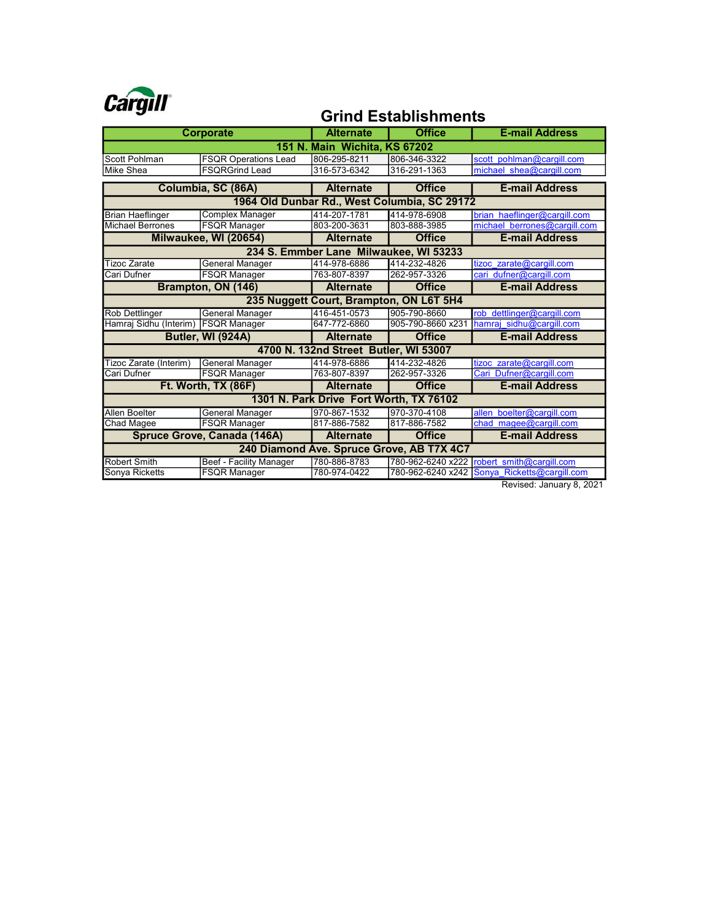Cargill

# Grind Establishments

| Corporate | | Alternate | Office | E-mail Address |
|---|---|---|---|---|
| **151 N. Main Wichita, KS 67202** | | | | |
| Scott Pohlman | FSQR Operations Lead | 806-295-8211 | 806-346-3322 | scott_pohlman@cargill.com |
| Mike Shea | FSQRGrind Lead | 316-573-6342 | 316-291-1363 | michael_shea@cargill.com |
| **Columbia, SC (86A)** | | **Alternate** | **Office** | **E-mail Address** |
| **1964 Old Dunbar Rd., West Columbia, SC 29172** | | | | |
| Brian Haeflinger | Complex Manager | 414-207-1781 | 414-978-6908 | brian_haeflinger@cargill.com |
| Michael Berrones | FSQR Manager | 803-200-3631 | 803-888-3985 | michael_berrones@cargill.com |
| **Milwaukee, WI (20654)** | | **Alternate** | **Office** | **E-mail Address** |
| **234 S. Emmber Lane Milwaukee, WI 53233** | | | | |
| Tizoc Zarate | General Manager | 414-978-6886 | 414-232-4826 | tizoc_zarate@cargill.com |
| Cari Dufner | FSQR Manager | 763-807-8397 | 262-957-3326 | cari_dufner@cargill.com |
| **Brampton, ON (146)** | | **Alternate** | **Office** | **E-mail Address** |
| **235 Nuggett Court, Brampton, ON L6T 5H4** | | | | |
| Rob Dettlinger | General Manager | 416-451-0573 | 905-790-8660 | rob_dettlinger@cargill.com |
| Hamraj Sidhu (Interim) | FSQR Manager | 647-772-6860 | 905-790-8660 x231 | hamraj_sidhu@cargill.com |
| **Butler, WI (924A)** | | **Alternate** | **Office** | **E-mail Address** |
| **4700 N. 132nd Street Butler, WI 53007** | | | | |
| Tizoc Zarate (Interim) | General Manager | 414-978-6886 | 414-232-4826 | tizoc_zarate@cargill.com |
| Cari Dufner | FSQR Manager | 763-807-8397 | 262-957-3326 | Cari_Dufner@cargill.com |
| **Ft. Worth, TX (86F)** | | **Alternate** | **Office** | **E-mail Address** |
| **1301 N. Park Drive Fort Worth, TX 76102** | | | | |
| Allen Boelter | General Manager | 970-867-1532 | 970-370-4108 | allen_boelter@cargill.com |
| Chad Magee | FSQR Manager | 817-886-7582 | 817-886-7582 | chad_magee@cargill.com |
| **Spruce Grove, Canada (146A)** | | **Alternate** | **Office** | **E-mail Address** |
| **240 Diamond Ave. Spruce Grove, AB T7X 4C7** | | | | |
| Robert Smith | Beef - Facility Manager | 780-886-8783 | 780-962-6240 x222 | robert_smith@cargill.com |
| Sonya Ricketts | FSQR Manager | 780-974-0422 | 780-962-6240 x242 | Sonya_Ricketts@cargill.com |

Revised: January 8, 2021